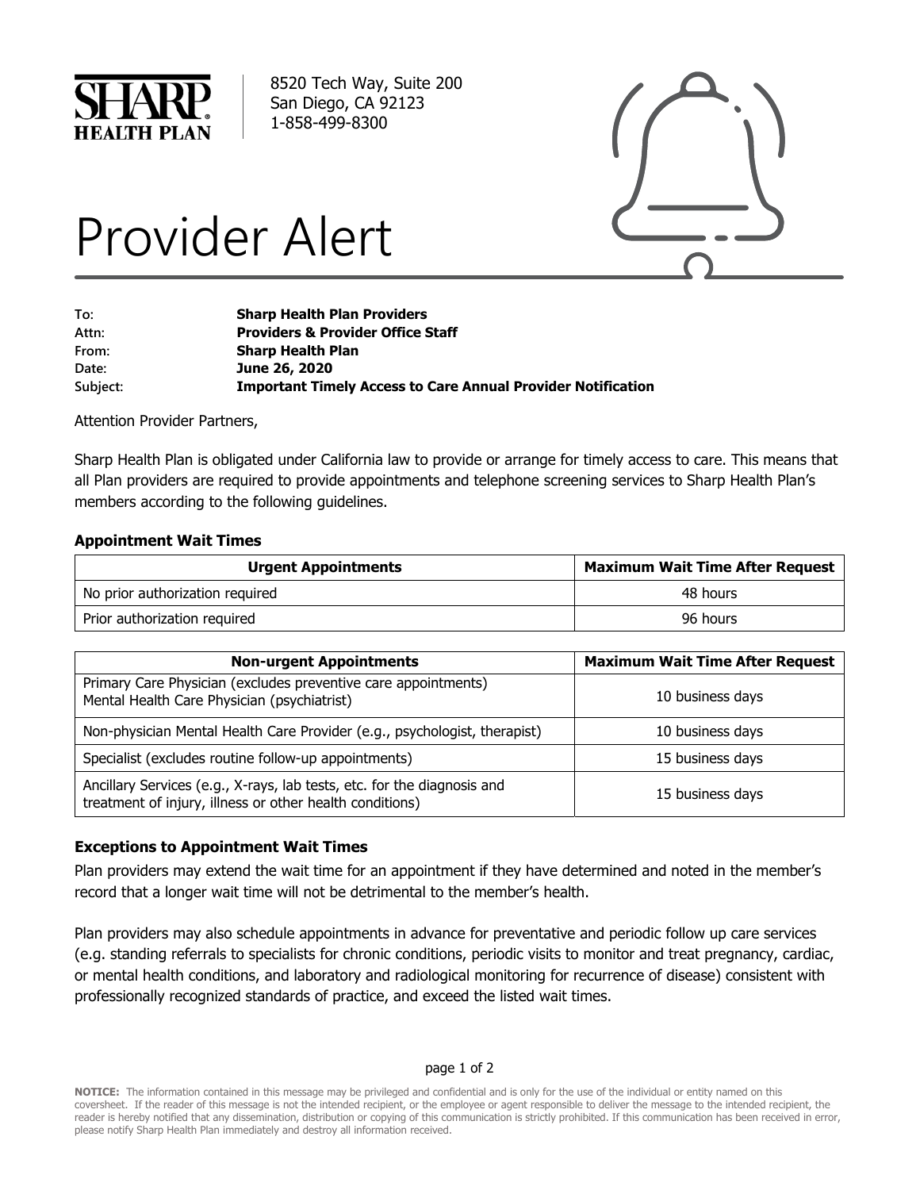SHARP HEALTH PLAN

8520 Tech Way, Suite 200
San Diego, CA 92123
1-858-499-8300

# Provider Alert

**To:** **Sharp Health Plan Providers**
**Attn:** **Providers & Provider Office Staff**
**From:** **Sharp Health Plan**
**Date:** **June 26, 2020**
**Subject:** **Important Timely Access to Care Annual Provider Notification**

Attention Provider Partners,

Sharp Health Plan is obligated under California law to provide or arrange for timely access to care. This means that all Plan providers are required to provide appointments and telephone screening services to Sharp Health Plan's members according to the following guidelines.

### Appointment Wait Times

| Urgent Appointments | Maximum Wait Time After Request |
|---|---|
| No prior authorization required | 48 hours |
| Prior authorization required | 96 hours |

| Non-urgent Appointments | Maximum Wait Time After Request |
|---|---|
| Primary Care Physician (excludes preventive care appointments) Mental Health Care Physician (psychiatrist) | 10 business days |
| Non-physician Mental Health Care Provider (e.g., psychologist, therapist) | 10 business days |
| Specialist (excludes routine follow-up appointments) | 15 business days |
| Ancillary Services (e.g., X-rays, lab tests, etc. for the diagnosis and treatment of injury, illness or other health conditions) | 15 business days |

### Exceptions to Appointment Wait Times

Plan providers may extend the wait time for an appointment if they have determined and noted in the member's record that a longer wait time will not be detrimental to the member's health.

Plan providers may also schedule appointments in advance for preventative and periodic follow up care services (e.g. standing referrals to specialists for chronic conditions, periodic visits to monitor and treat pregnancy, cardiac, or mental health conditions, and laboratory and radiological monitoring for recurrence of disease) consistent with professionally recognized standards of practice, and exceed the listed wait times.

**NOTICE:** The information contained in this message may be privileged and confidential and is only for the use of the individual or entity named on this coversheet. If the reader of this message is not the intended recipient, or the employee or agent responsible to deliver the message to the intended recipient, the reader is hereby notified that any dissemination, distribution or copying of this communication is strictly prohibited. If this communication has been received in error, please notify Sharp Health Plan immediately and destroy all information received.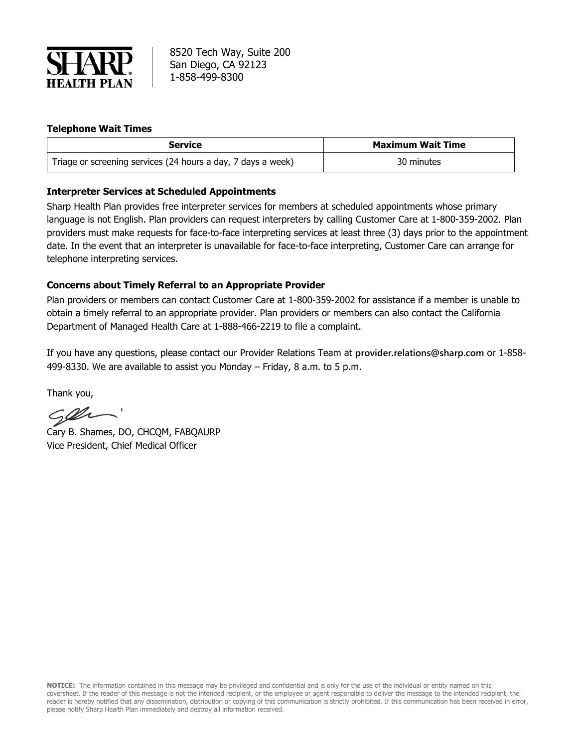SHARP HEALTH PLAN

8520 Tech Way, Suite 200
San Diego, CA 92123
1-858-499-8300

**Telephone Wait Times**

| Service | Maximum Wait Time |
|---|---|
| Triage or screening services (24 hours a day, 7 days a week) | 30 minutes |

**Interpreter Services at Scheduled Appointments**

Sharp Health Plan provides free interpreter services for members at scheduled appointments whose primary language is not English. Plan providers can request interpreters by calling Customer Care at 1-800-359-2002. Plan providers must make requests for face-to-face interpreting services at least three (3) days prior to the appointment date. In the event that an interpreter is unavailable for face-to-face interpreting, Customer Care can arrange for telephone interpreting services.

**Concerns about Timely Referral to an Appropriate Provider**

Plan providers or members can contact Customer Care at 1-800-359-2002 for assistance if a member is unable to obtain a timely referral to an appropriate provider. Plan providers or members can also contact the California Department of Managed Health Care at 1-888-466-2219 to file a complaint.

If you have any questions, please contact our Provider Relations Team at provider.relations@sharp.com or 1-858-499-8330. We are available to assist you Monday – Friday, 8 a.m. to 5 p.m.

Thank you,

Cary B. Shames, DO, CHCQM, FABQAURP
Vice President, Chief Medical Officer

**NOTICE:** The information contained in this message may be privileged and confidential and is only for the use of the individual or entity named on this coversheet. If the reader of this message is not the intended recipient, or the employee or agent responsible to deliver the message to the intended recipient, the reader is hereby notified that any dissemination, distribution or copying of this communication is strictly prohibited. If this communication has been received in error, please notify Sharp Health Plan immediately and destroy all information received.